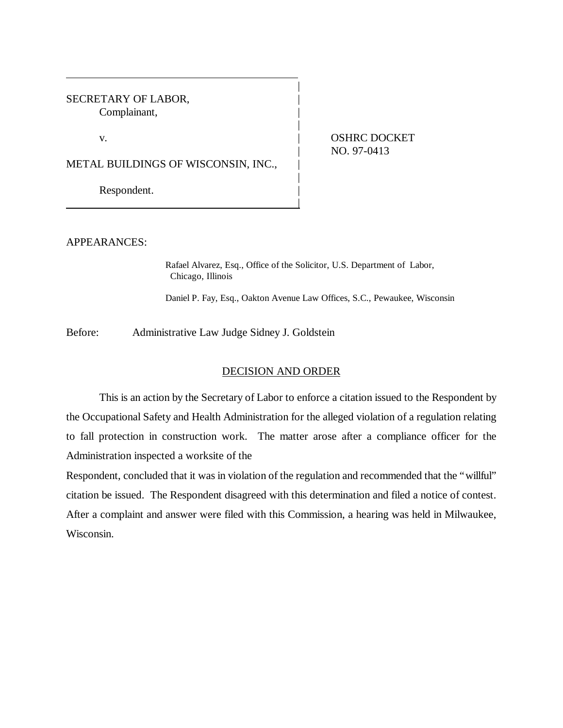SECRETARY OF LABOR,
Complainant,

v.

METAL BUILDINGS OF WISCONSIN, INC.,

Respondent.

OSHRC DOCKET NO. 97-0413

APPEARANCES:

Rafael Alvarez, Esq., Office of the Solicitor, U.S. Department of Labor, Chicago, Illinois

Daniel P. Fay, Esq., Oakton Avenue Law Offices, S.C., Pewaukee, Wisconsin

Before: Administrative Law Judge Sidney J. Goldstein

## DECISION AND ORDER

This is an action by the Secretary of Labor to enforce a citation issued to the Respondent by the Occupational Safety and Health Administration for the alleged violation of a regulation relating to fall protection in construction work. The matter arose after a compliance officer for the Administration inspected a worksite of the Respondent, concluded that it was in violation of the regulation and recommended that the "willful" citation be issued. The Respondent disagreed with this determination and filed a notice of contest. After a complaint and answer were filed with this Commission, a hearing was held in Milwaukee, Wisconsin.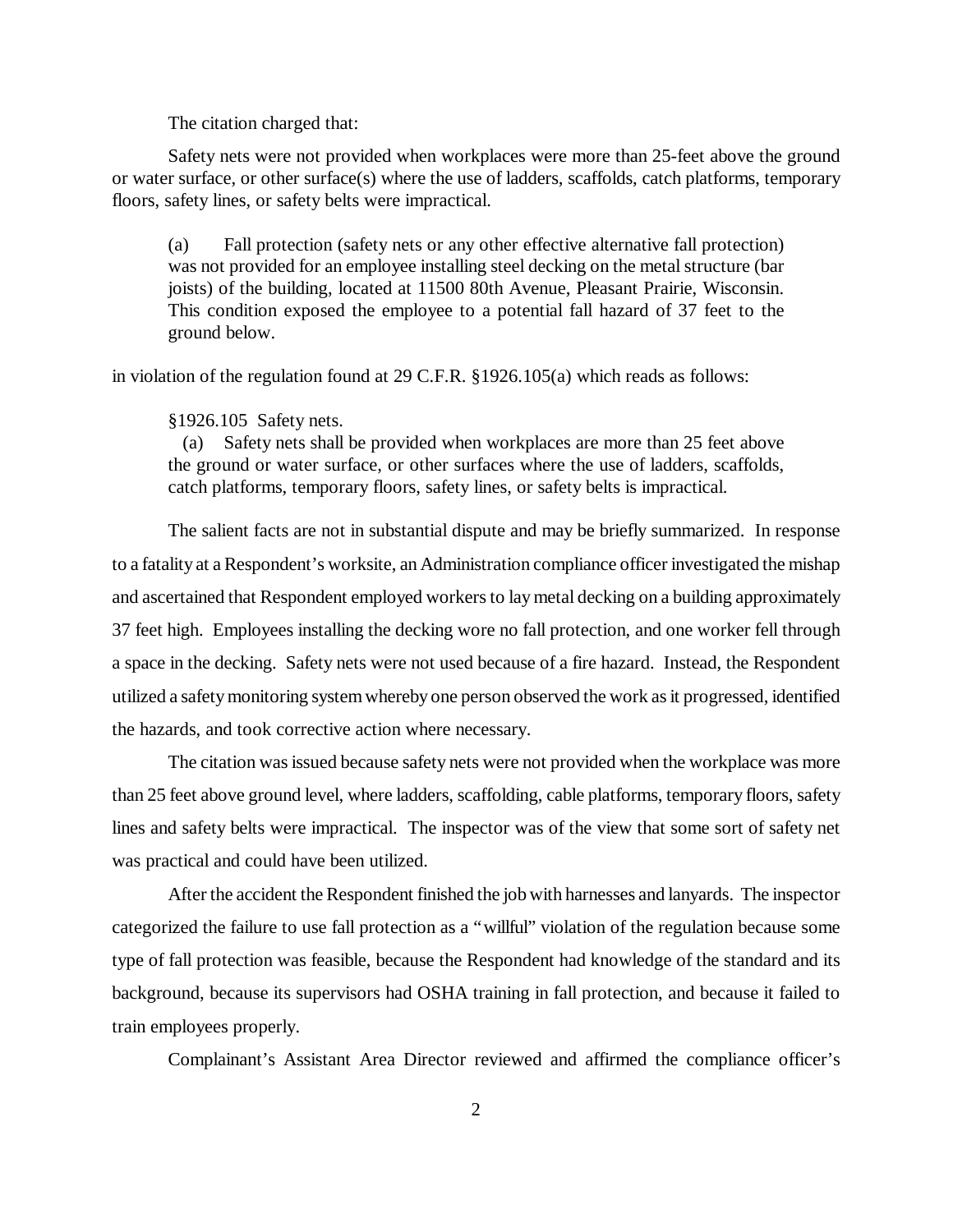The citation charged that:

Safety nets were not provided when workplaces were more than 25-feet above the ground or water surface, or other surface(s) where the use of ladders, scaffolds, catch platforms, temporary floors, safety lines, or safety belts were impractical.

> (a) Fall protection (safety nets or any other effective alternative fall protection) was not provided for an employee installing steel decking on the metal structure (bar joists) of the building, located at 11500 80th Avenue, Pleasant Prairie, Wisconsin. This condition exposed the employee to a potential fall hazard of 37 feet to the ground below.

in violation of the regulation found at 29 C.F.R. §1926.105(a) which reads as follows:

> §1926.105 Safety nets.
>
> (a) Safety nets shall be provided when workplaces are more than 25 feet above the ground or water surface, or other surfaces where the use of ladders, scaffolds, catch platforms, temporary floors, safety lines, or safety belts is impractical.

The salient facts are not in substantial dispute and may be briefly summarized. In response to a fatality at a Respondent's worksite, an Administration compliance officer investigated the mishap and ascertained that Respondent employed workers to lay metal decking on a building approximately 37 feet high. Employees installing the decking wore no fall protection, and one worker fell through a space in the decking. Safety nets were not used because of a fire hazard. Instead, the Respondent utilized a safety monitoring system whereby one person observed the work as it progressed, identified the hazards, and took corrective action where necessary.

The citation was issued because safety nets were not provided when the workplace was more than 25 feet above ground level, where ladders, scaffolding, cable platforms, temporary floors, safety lines and safety belts were impractical. The inspector was of the view that some sort of safety net was practical and could have been utilized.

After the accident the Respondent finished the job with harnesses and lanyards. The inspector categorized the failure to use fall protection as a "willful" violation of the regulation because some type of fall protection was feasible, because the Respondent had knowledge of the standard and its background, because its supervisors had OSHA training in fall protection, and because it failed to train employees properly.

Complainant's Assistant Area Director reviewed and affirmed the compliance officer's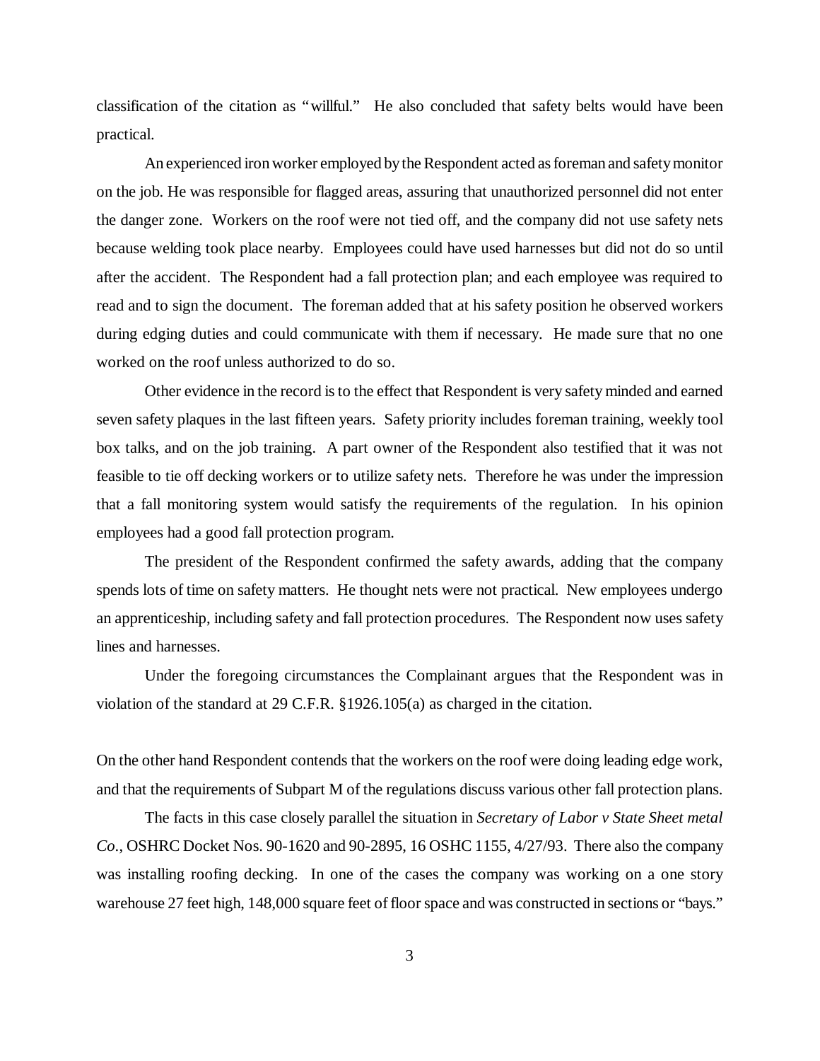classification of the citation as "willful." He also concluded that safety belts would have been practical.

An experienced iron worker employed by the Respondent acted as foreman and safety monitor on the job. He was responsible for flagged areas, assuring that unauthorized personnel did not enter the danger zone. Workers on the roof were not tied off, and the company did not use safety nets because welding took place nearby. Employees could have used harnesses but did not do so until after the accident. The Respondent had a fall protection plan; and each employee was required to read and to sign the document. The foreman added that at his safety position he observed workers during edging duties and could communicate with them if necessary. He made sure that no one worked on the roof unless authorized to do so.

Other evidence in the record is to the effect that Respondent is very safety minded and earned seven safety plaques in the last fifteen years. Safety priority includes foreman training, weekly tool box talks, and on the job training. A part owner of the Respondent also testified that it was not feasible to tie off decking workers or to utilize safety nets. Therefore he was under the impression that a fall monitoring system would satisfy the requirements of the regulation. In his opinion employees had a good fall protection program.

The president of the Respondent confirmed the safety awards, adding that the company spends lots of time on safety matters. He thought nets were not practical. New employees undergo an apprenticeship, including safety and fall protection procedures. The Respondent now uses safety lines and harnesses.

Under the foregoing circumstances the Complainant argues that the Respondent was in violation of the standard at 29 C.F.R. §1926.105(a) as charged in the citation.

On the other hand Respondent contends that the workers on the roof were doing leading edge work, and that the requirements of Subpart M of the regulations discuss various other fall protection plans.

The facts in this case closely parallel the situation in *Secretary of Labor v State Sheet metal Co.*, OSHRC Docket Nos. 90-1620 and 90-2895, 16 OSHC 1155, 4/27/93. There also the company was installing roofing decking. In one of the cases the company was working on a one story warehouse 27 feet high, 148,000 square feet of floor space and was constructed in sections or "bays."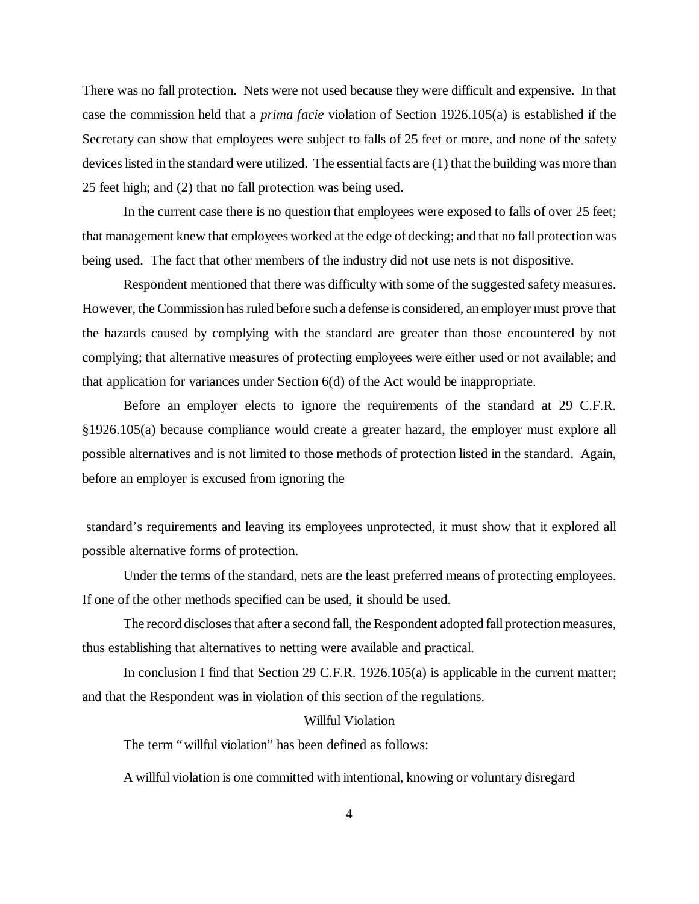There was no fall protection. Nets were not used because they were difficult and expensive. In that case the commission held that a *prima facie* violation of Section 1926.105(a) is established if the Secretary can show that employees were subject to falls of 25 feet or more, and none of the safety devices listed in the standard were utilized. The essential facts are (1) that the building was more than 25 feet high; and (2) that no fall protection was being used.

In the current case there is no question that employees were exposed to falls of over 25 feet; that management knew that employees worked at the edge of decking; and that no fall protection was being used. The fact that other members of the industry did not use nets is not dispositive.

Respondent mentioned that there was difficulty with some of the suggested safety measures. However, the Commission has ruled before such a defense is considered, an employer must prove that the hazards caused by complying with the standard are greater than those encountered by not complying; that alternative measures of protecting employees were either used or not available; and that application for variances under Section 6(d) of the Act would be inappropriate.

Before an employer elects to ignore the requirements of the standard at 29 C.F.R. §1926.105(a) because compliance would create a greater hazard, the employer must explore all possible alternatives and is not limited to those methods of protection listed in the standard. Again, before an employer is excused from ignoring the standard's requirements and leaving its employees unprotected, it must show that it explored all possible alternative forms of protection.

Under the terms of the standard, nets are the least preferred means of protecting employees. If one of the other methods specified can be used, it should be used.

The record discloses that after a second fall, the Respondent adopted fall protection measures, thus establishing that alternatives to netting were available and practical.

In conclusion I find that Section 29 C.F.R. 1926.105(a) is applicable in the current matter; and that the Respondent was in violation of this section of the regulations.

## Willful Violation

The term "willful violation" has been defined as follows:

A willful violation is one committed with intentional, knowing or voluntary disregard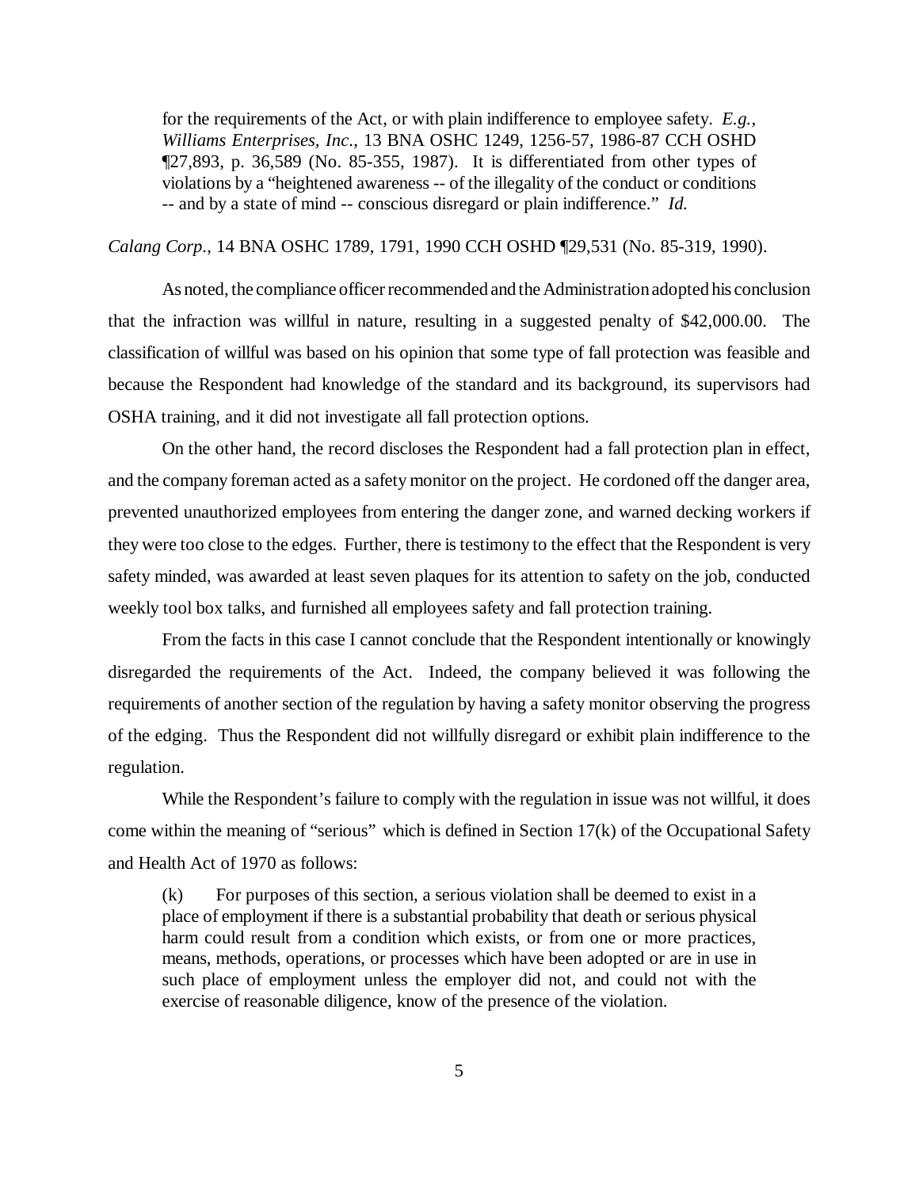> for the requirements of the Act, or with plain indifference to employee safety. *E.g.*, *Williams Enterprises, Inc*., 13 BNA OSHC 1249, 1256-57, 1986-87 CCH OSHD ¶27,893, p. 36,589 (No. 85-355, 1987). It is differentiated from other types of violations by a "heightened awareness -- of the illegality of the conduct or conditions -- and by a state of mind -- conscious disregard or plain indifference." *Id.*

*Calang Corp.*, 14 BNA OSHC 1789, 1791, 1990 CCH OSHD ¶29,531 (No. 85-319, 1990).

As noted, the compliance officer recommended and the Administration adopted his conclusion that the infraction was willful in nature, resulting in a suggested penalty of $42,000.00. The classification of willful was based on his opinion that some type of fall protection was feasible and because the Respondent had knowledge of the standard and its background, its supervisors had OSHA training, and it did not investigate all fall protection options.

On the other hand, the record discloses the Respondent had a fall protection plan in effect, and the company foreman acted as a safety monitor on the project. He cordoned off the danger area, prevented unauthorized employees from entering the danger zone, and warned decking workers if they were too close to the edges. Further, there is testimony to the effect that the Respondent is very safety minded, was awarded at least seven plaques for its attention to safety on the job, conducted weekly tool box talks, and furnished all employees safety and fall protection training.

From the facts in this case I cannot conclude that the Respondent intentionally or knowingly disregarded the requirements of the Act. Indeed, the company believed it was following the requirements of another section of the regulation by having a safety monitor observing the progress of the edging. Thus the Respondent did not willfully disregard or exhibit plain indifference to the regulation.

While the Respondent's failure to comply with the regulation in issue was not willful, it does come within the meaning of "serious" which is defined in Section 17(k) of the Occupational Safety and Health Act of 1970 as follows:

> (k) For purposes of this section, a serious violation shall be deemed to exist in a place of employment if there is a substantial probability that death or serious physical harm could result from a condition which exists, or from one or more practices, means, methods, operations, or processes which have been adopted or are in use in such place of employment unless the employer did not, and could not with the exercise of reasonable diligence, know of the presence of the violation.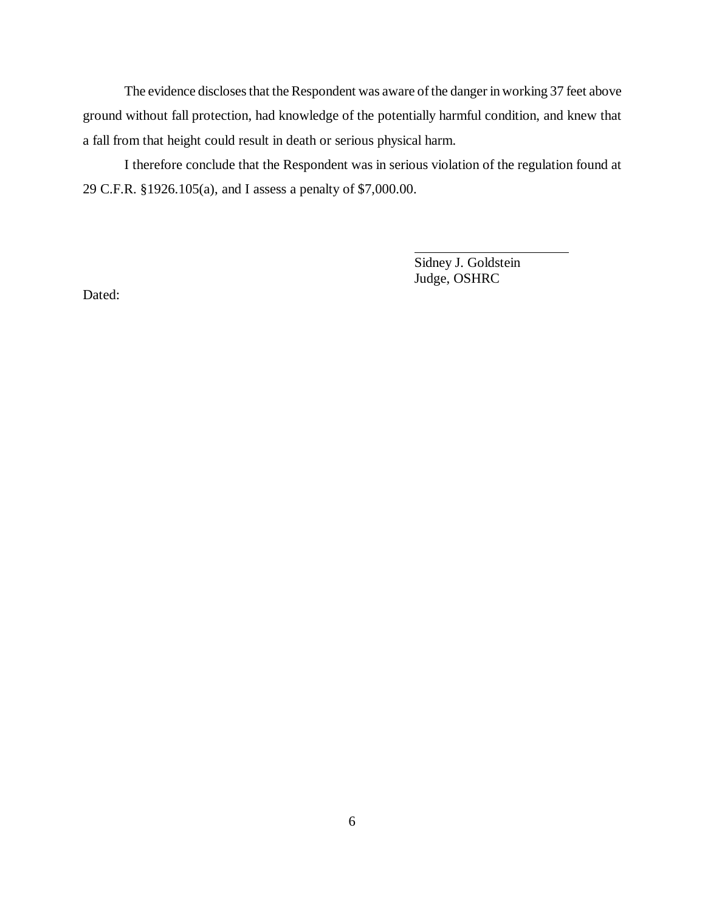The evidence discloses that the Respondent was aware of the danger in working 37 feet above ground without fall protection, had knowledge of the potentially harmful condition, and knew that a fall from that height could result in death or serious physical harm.

I therefore conclude that the Respondent was in serious violation of the regulation found at 29 C.F.R. §1926.105(a), and I assess a penalty of $7,000.00.

Sidney J. Goldstein
Judge, OSHRC

Dated: